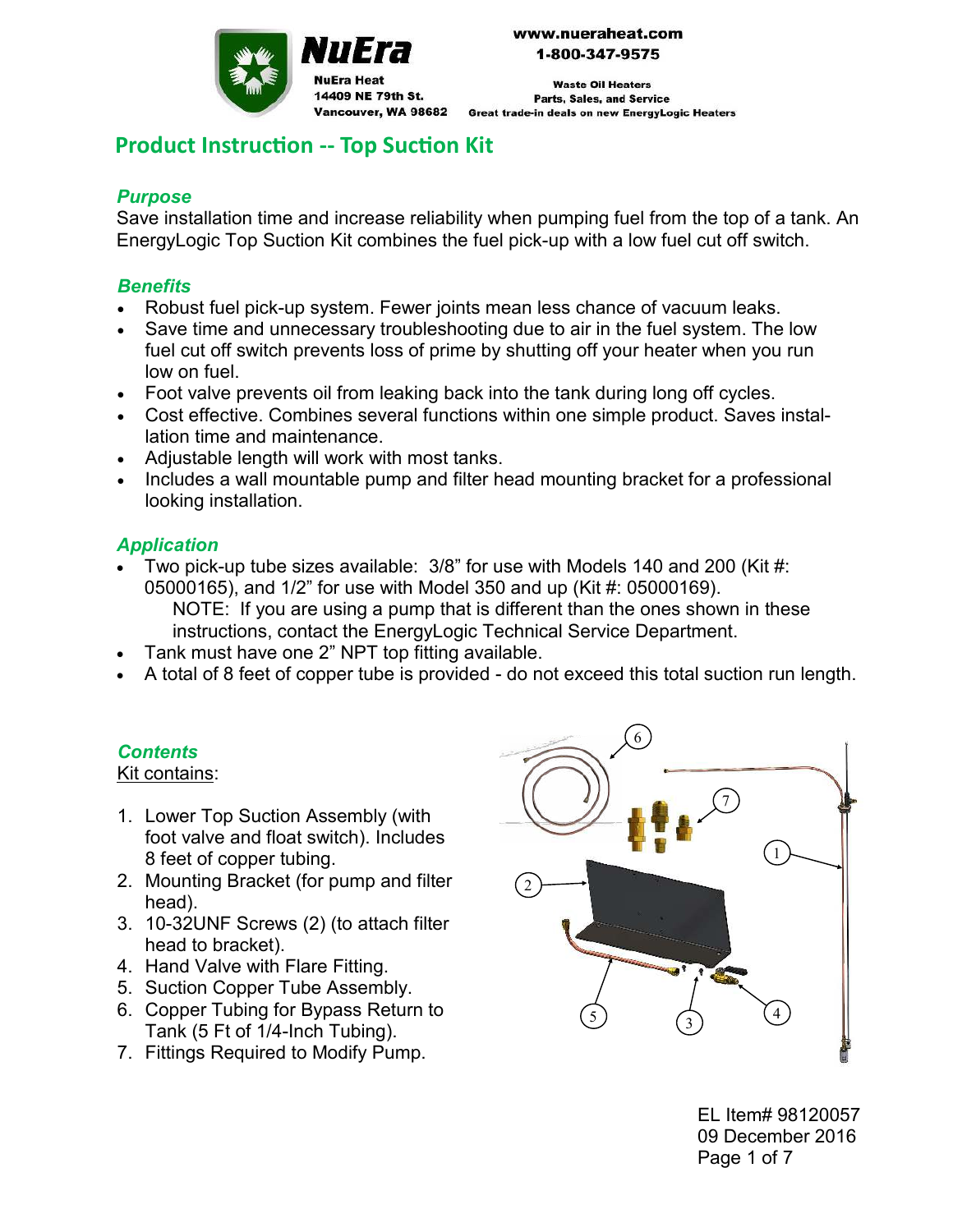NuEra

NuEra Heat
14409 NE 79th St.
Vancouver, WA 98682

www.nueraheat.com
1-800-347-9575

Waste Oil Heaters
Parts, Sales, and Service
Great trade-in deals on new EnergyLogic Heaters

# Product Instruction -- Top Suction Kit

### *Purpose*

Save installation time and increase reliability when pumping fuel from the top of a tank. An EnergyLogic Top Suction Kit combines the fuel pick-up with a low fuel cut off switch.

### *Benefits*

- Robust fuel pick-up system. Fewer joints mean less chance of vacuum leaks.
- Save time and unnecessary troubleshooting due to air in the fuel system. The low fuel cut off switch prevents loss of prime by shutting off your heater when you run low on fuel.
- Foot valve prevents oil from leaking back into the tank during long off cycles.
- Cost effective. Combines several functions within one simple product. Saves installation time and maintenance.
- Adjustable length will work with most tanks.
- Includes a wall mountable pump and filter head mounting bracket for a professional looking installation.

### *Application*

- Two pick-up tube sizes available: 3/8" for use with Models 140 and 200 (Kit #: 05000165), and 1/2" for use with Model 350 and up (Kit #: 05000169).

  NOTE: If you are using a pump that is different than the ones shown in these instructions, contact the EnergyLogic Technical Service Department.
- Tank must have one 2" NPT top fitting available.
- A total of 8 feet of copper tube is provided - do not exceed this total suction run length.

### *Contents*

Kit contains:

1. Lower Top Suction Assembly (with foot valve and float switch). Includes 8 feet of copper tubing.
2. Mounting Bracket (for pump and filter head).
3. 10-32UNF Screws (2) (to attach filter head to bracket).
4. Hand Valve with Flare Fitting.
5. Suction Copper Tube Assembly.
6. Copper Tubing for Bypass Return to Tank (5 Ft of 1/4-Inch Tubing).
7. Fittings Required to Modify Pump.

EL Item# 98120057
09 December 2016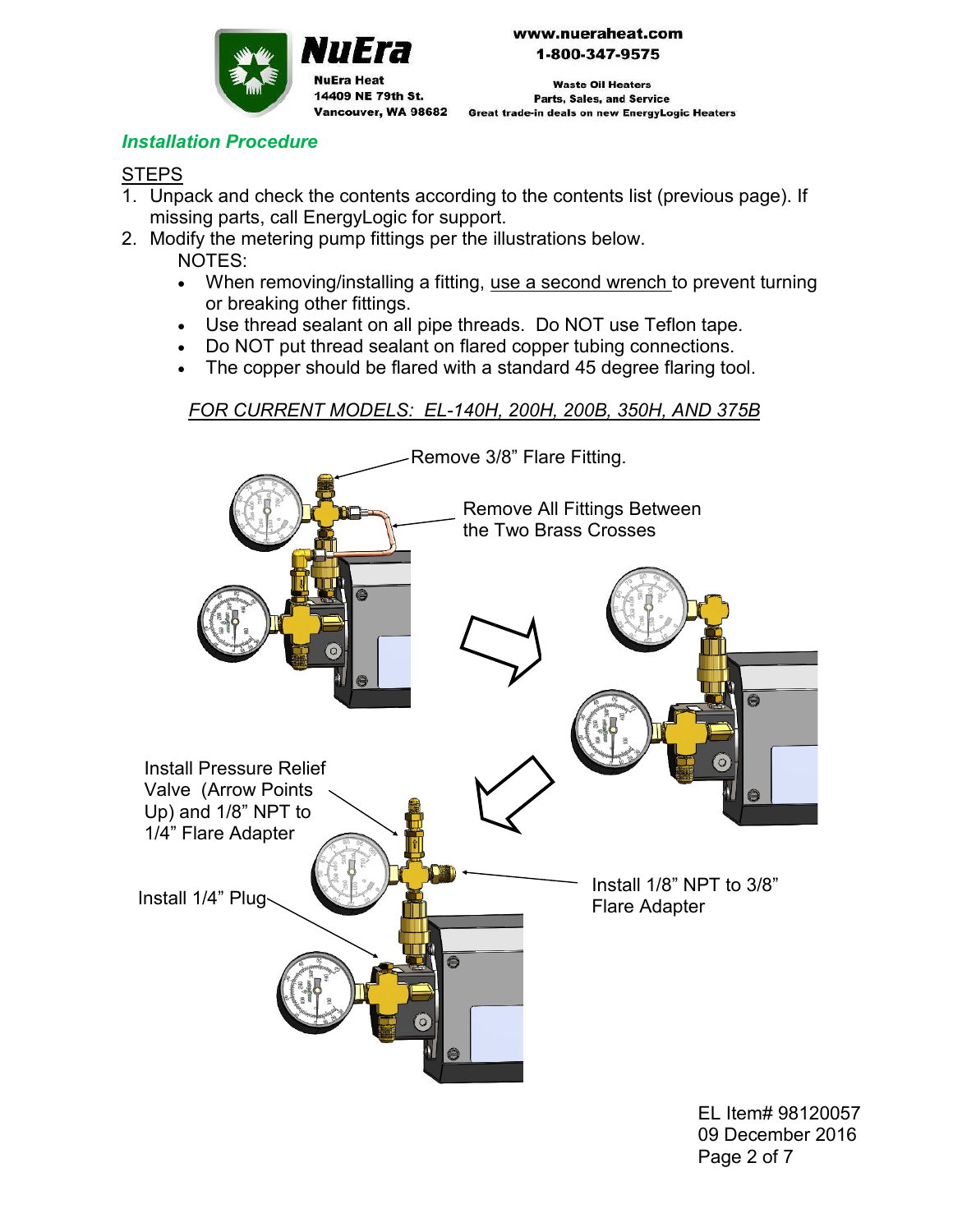## Installation Procedure

STEPS

1. Unpack and check the contents according to the contents list (previous page). If missing parts, call EnergyLogic for support.
2. Modify the metering pump fittings per the illustrations below.

   NOTES:

   - When removing/installing a fitting, use a second wrench to prevent turning or breaking other fittings.
   - Use thread sealant on all pipe threads. Do NOT use Teflon tape.
   - Do NOT put thread sealant on flared copper tubing connections.
   - The copper should be flared with a standard 45 degree flaring tool.

*FOR CURRENT MODELS: EL-140H, 200H, 200B, 350H, AND 375B*

Remove 3/8" Flare Fitting.

Remove All Fittings Between the Two Brass Crosses

Install Pressure Relief Valve (Arrow Points Up) and 1/8" NPT to 1/4" Flare Adapter

Install 1/4" Plug

Install 1/8" NPT to 3/8" Flare Adapter

EL Item# 98120057
09 December 2016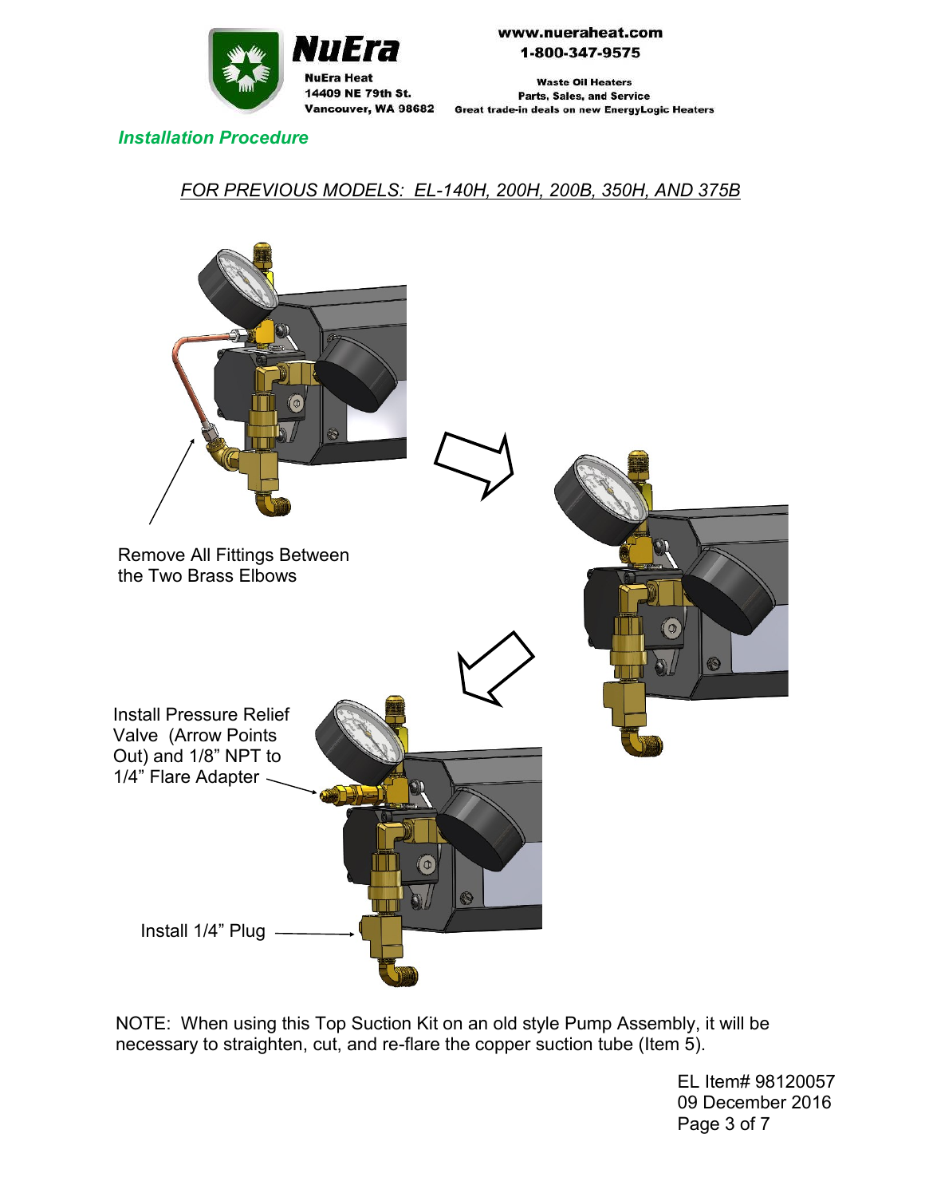## *Installation Procedure*

*FOR PREVIOUS MODELS: EL-140H, 200H, 200B, 350H, AND 375B*

Remove All Fittings Between the Two Brass Elbows

Install Pressure Relief Valve (Arrow Points Out) and 1/8" NPT to 1/4" Flare Adapter

Install 1/4" Plug

NOTE: When using this Top Suction Kit on an old style Pump Assembly, it will be necessary to straighten, cut, and re-flare the copper suction tube (Item 5).

EL Item# 98120057
09 December 2016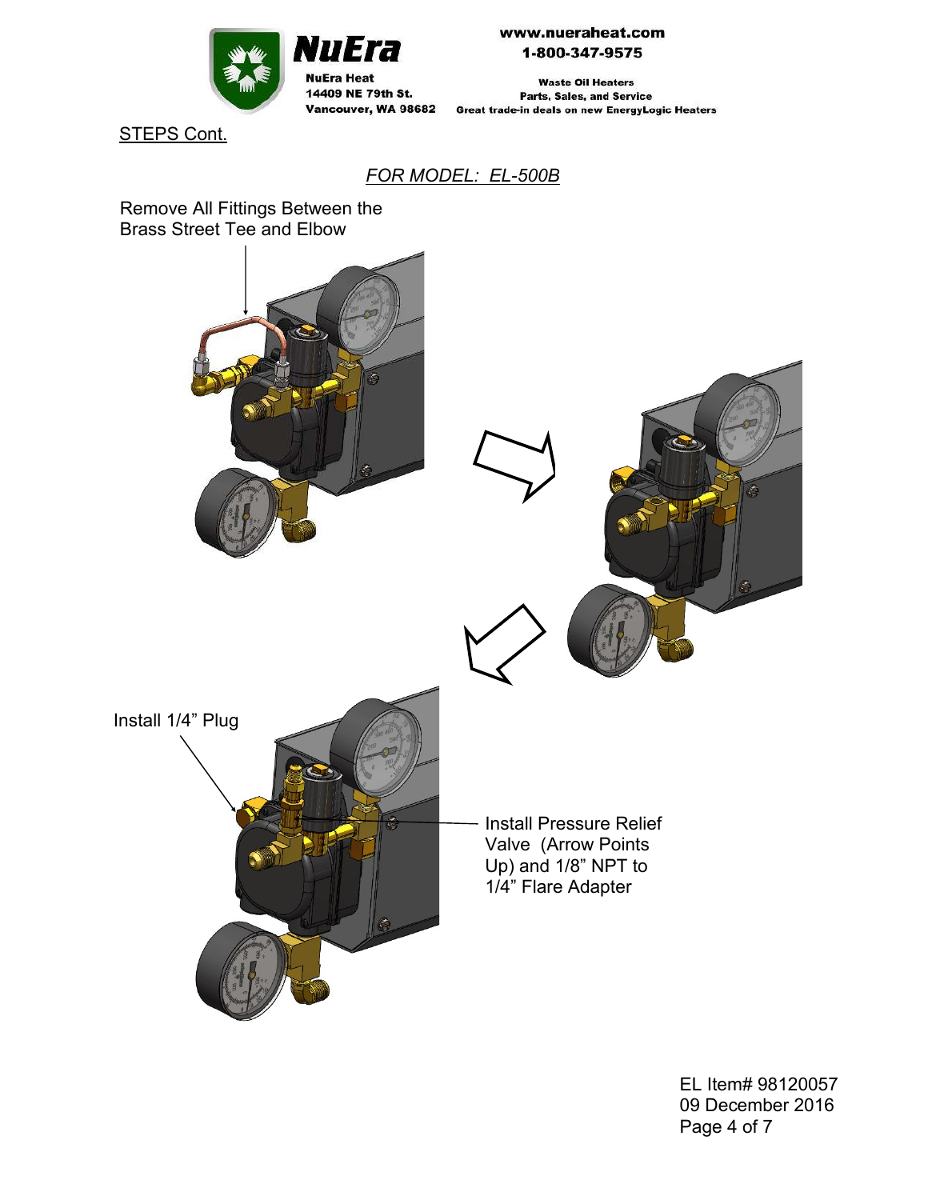STEPS Cont.

*FOR MODEL: EL-500B*

Remove All Fittings Between the Brass Street Tee and Elbow

Install 1/4" Plug

Install Pressure Relief Valve (Arrow Points Up) and 1/8" NPT to 1/4" Flare Adapter

EL Item# 98120057
09 December 2016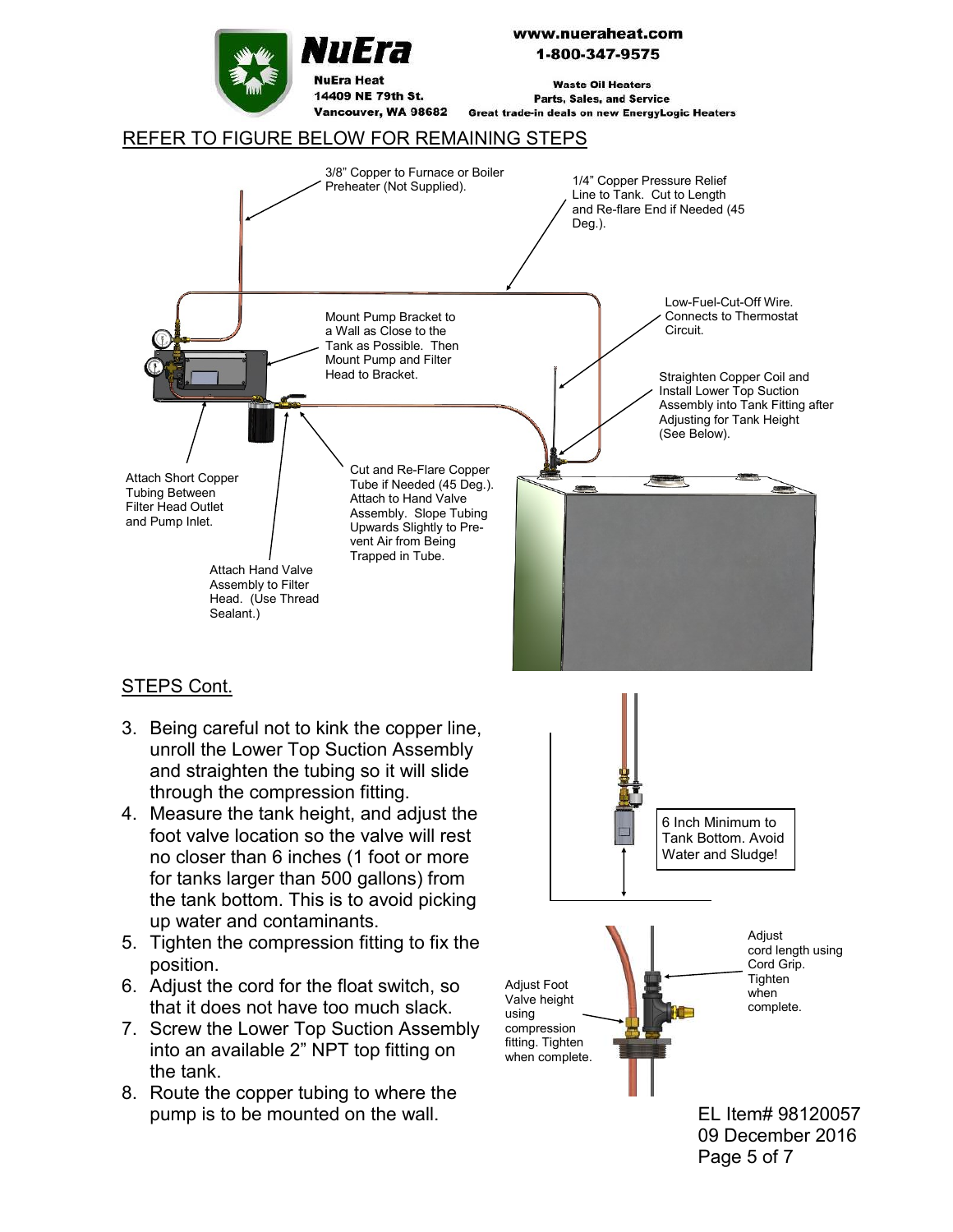REFER TO FIGURE BELOW FOR REMAINING STEPS

3/8" Copper to Furnace or Boiler Preheater (Not Supplied).

1/4" Copper Pressure Relief Line to Tank. Cut to Length and Re-flare End if Needed (45 Deg.).

Low-Fuel-Cut-Off Wire. Connects to Thermostat Circuit.

Mount Pump Bracket to a Wall as Close to the Tank as Possible. Then Mount Pump and Filter Head to Bracket.

Straighten Copper Coil and Install Lower Top Suction Assembly into Tank Fitting after Adjusting for Tank Height (See Below).

Attach Short Copper Tubing Between Filter Head Outlet and Pump Inlet.

Cut and Re-Flare Copper Tube if Needed (45 Deg.). Attach to Hand Valve Assembly. Slope Tubing Upwards Slightly to Prevent Air from Being Trapped in Tube.

Attach Hand Valve Assembly to Filter Head. (Use Thread Sealant.)

## STEPS Cont.

3. Being careful not to kink the copper line, unroll the Lower Top Suction Assembly and straighten the tubing so it will slide through the compression fitting.
4. Measure the tank height, and adjust the foot valve location so the valve will rest no closer than 6 inches (1 foot or more for tanks larger than 500 gallons) from the tank bottom. This is to avoid picking up water and contaminants.
5. Tighten the compression fitting to fix the position.
6. Adjust the cord for the float switch, so that it does not have too much slack.
7. Screw the Lower Top Suction Assembly into an available 2" NPT top fitting on the tank.
8. Route the copper tubing to where the pump is to be mounted on the wall.

6 Inch Minimum to Tank Bottom. Avoid Water and Sludge!

Adjust Foot Valve height using compression fitting. Tighten when complete.

Adjust cord length using Cord Grip. Tighten when complete.

EL Item# 98120057
09 December 2016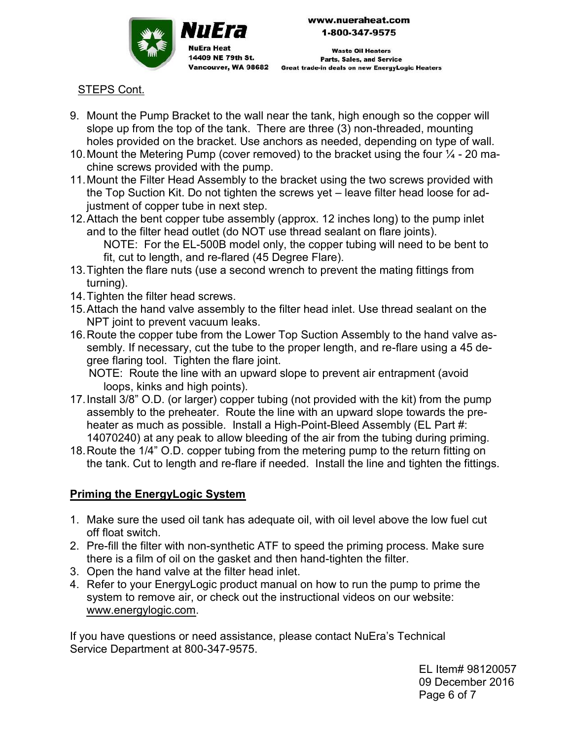STEPS Cont.

9. Mount the Pump Bracket to the wall near the tank, high enough so the copper will slope up from the top of the tank. There are three (3) non-threaded, mounting holes provided on the bracket. Use anchors as needed, depending on type of wall.
10. Mount the Metering Pump (cover removed) to the bracket using the four ¼ - 20 machine screws provided with the pump.
11. Mount the Filter Head Assembly to the bracket using the two screws provided with the Top Suction Kit. Do not tighten the screws yet – leave filter head loose for adjustment of copper tube in next step.
12. Attach the bent copper tube assembly (approx. 12 inches long) to the pump inlet and to the filter head outlet (do NOT use thread sealant on flare joints).
    NOTE: For the EL-500B model only, the copper tubing will need to be bent to fit, cut to length, and re-flared (45 Degree Flare).
13. Tighten the flare nuts (use a second wrench to prevent the mating fittings from turning).
14. Tighten the filter head screws.
15. Attach the hand valve assembly to the filter head inlet. Use thread sealant on the NPT joint to prevent vacuum leaks.
16. Route the copper tube from the Lower Top Suction Assembly to the hand valve assembly. If necessary, cut the tube to the proper length, and re-flare using a 45 degree flaring tool. Tighten the flare joint.
    NOTE: Route the line with an upward slope to prevent air entrapment (avoid loops, kinks and high points).
17. Install 3/8" O.D. (or larger) copper tubing (not provided with the kit) from the pump assembly to the preheater. Route the line with an upward slope towards the preheater as much as possible. Install a High-Point-Bleed Assembly (EL Part #: 14070240) at any peak to allow bleeding of the air from the tubing during priming.
18. Route the 1/4" O.D. copper tubing from the metering pump to the return fitting on the tank. Cut to length and re-flare if needed. Install the line and tighten the fittings.

## Priming the EnergyLogic System

1. Make sure the used oil tank has adequate oil, with oil level above the low fuel cut off float switch.
2. Pre-fill the filter with non-synthetic ATF to speed the priming process. Make sure there is a film of oil on the gasket and then hand-tighten the filter.
3. Open the hand valve at the filter head inlet.
4. Refer to your EnergyLogic product manual on how to run the pump to prime the system to remove air, or check out the instructional videos on our website: www.energylogic.com.

If you have questions or need assistance, please contact NuEra's Technical Service Department at 800-347-9575.

EL Item# 98120057
09 December 2016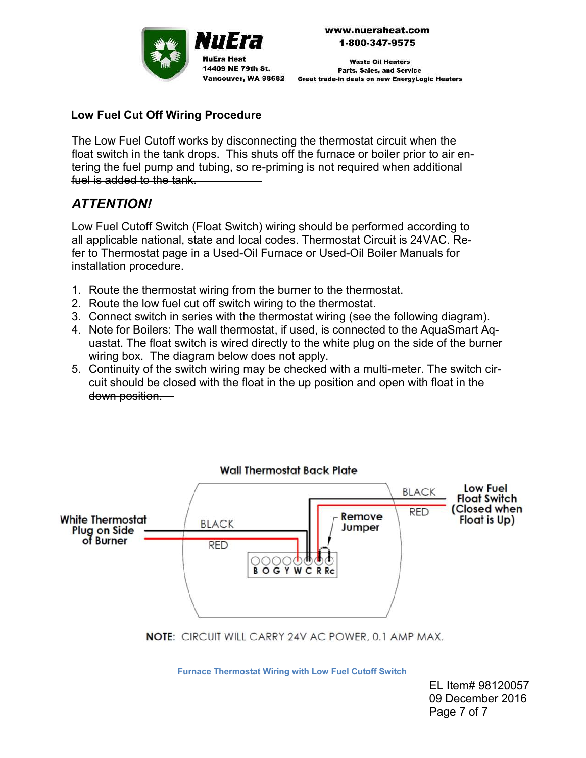NuEra

NuEra Heat
14409 NE 79th St.
Vancouver, WA 98682

www.nueraheat.com
1-800-347-9575

Waste Oil Heaters
Parts, Sales, and Service
Great trade-in deals on new EnergyLogic Heaters

## Low Fuel Cut Off Wiring Procedure

The Low Fuel Cutoff works by disconnecting the thermostat circuit when the float switch in the tank drops. This shuts off the furnace or boiler prior to air entering the fuel pump and tubing, so re-priming is not required when additional fuel is added to the tank.

## *ATTENTION!*

Low Fuel Cutoff Switch (Float Switch) wiring should be performed according to all applicable national, state and local codes. Thermostat Circuit is 24VAC. Refer to Thermostat page in a Used-Oil Furnace or Used-Oil Boiler Manuals for installation procedure.

1. Route the thermostat wiring from the burner to the thermostat.
2. Route the low fuel cut off switch wiring to the thermostat.
3. Connect switch in series with the thermostat wiring (see the following diagram).
4. Note for Boilers: The wall thermostat, if used, is connected to the AquaSmart Aquastat. The float switch is wired directly to the white plug on the side of the burner wiring box. The diagram below does not apply.
5. Continuity of the switch wiring may be checked with a multi-meter. The switch circuit should be closed with the float in the up position and open with float in the down position.

Wall Thermostat Back Plate

White Thermostat Plug on Side of Burner

BLACK

RED

B O G Y W C R Rc

Remove Jumper

BLACK

RED

Low Fuel Float Switch (Closed when Float is Up)

NOTE: CIRCUIT WILL CARRY 24V AC POWER, 0.1 AMP MAX.

Furnace Thermostat Wiring with Low Fuel Cutoff Switch

EL Item# 98120057
09 December 2016